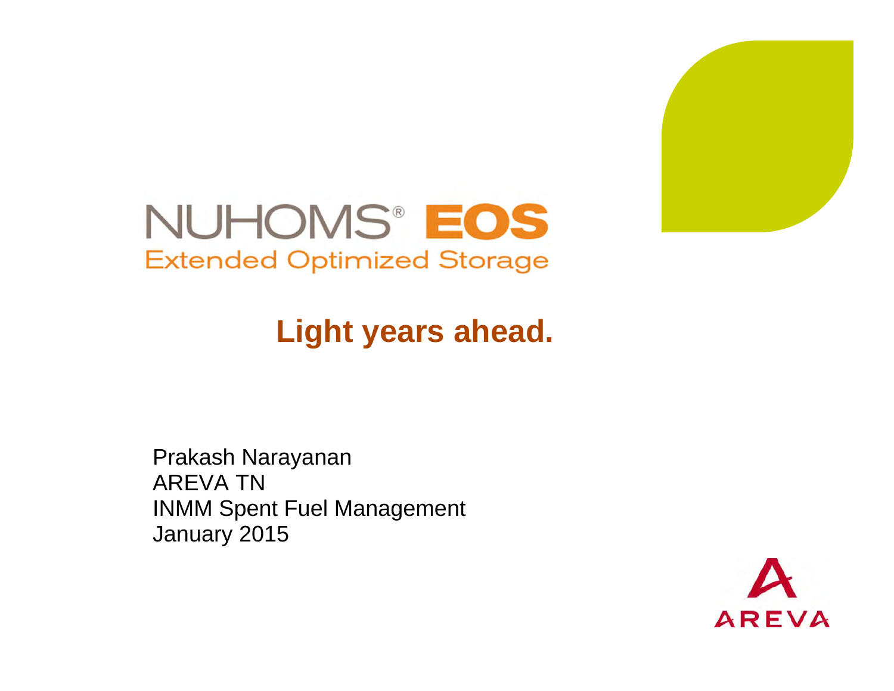# NUHOMS® EOS

Extended Optimized Storage

## Light years ahead.

Prakash Narayanan
AREVA TN
INMM Spent Fuel Management
January 2015

AREVA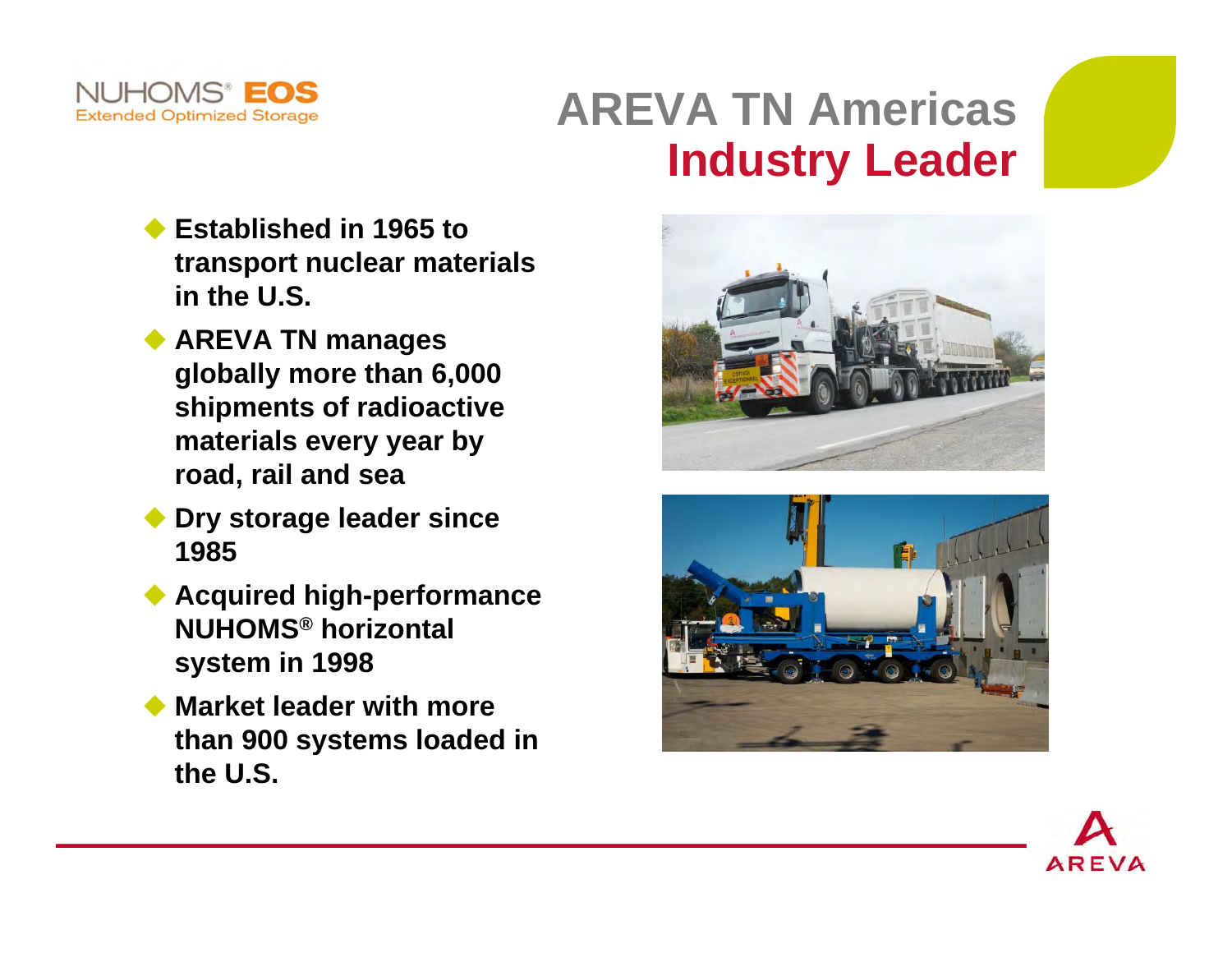# AREVA TN Americas
## Industry Leader

- Established in 1965 to transport nuclear materials in the U.S.
- AREVA TN manages globally more than 6,000 shipments of radioactive materials every year by road, rail and sea
- Dry storage leader since 1985
- Acquired high-performance NUHOMS® horizontal system in 1998
- Market leader with more than 900 systems loaded in the U.S.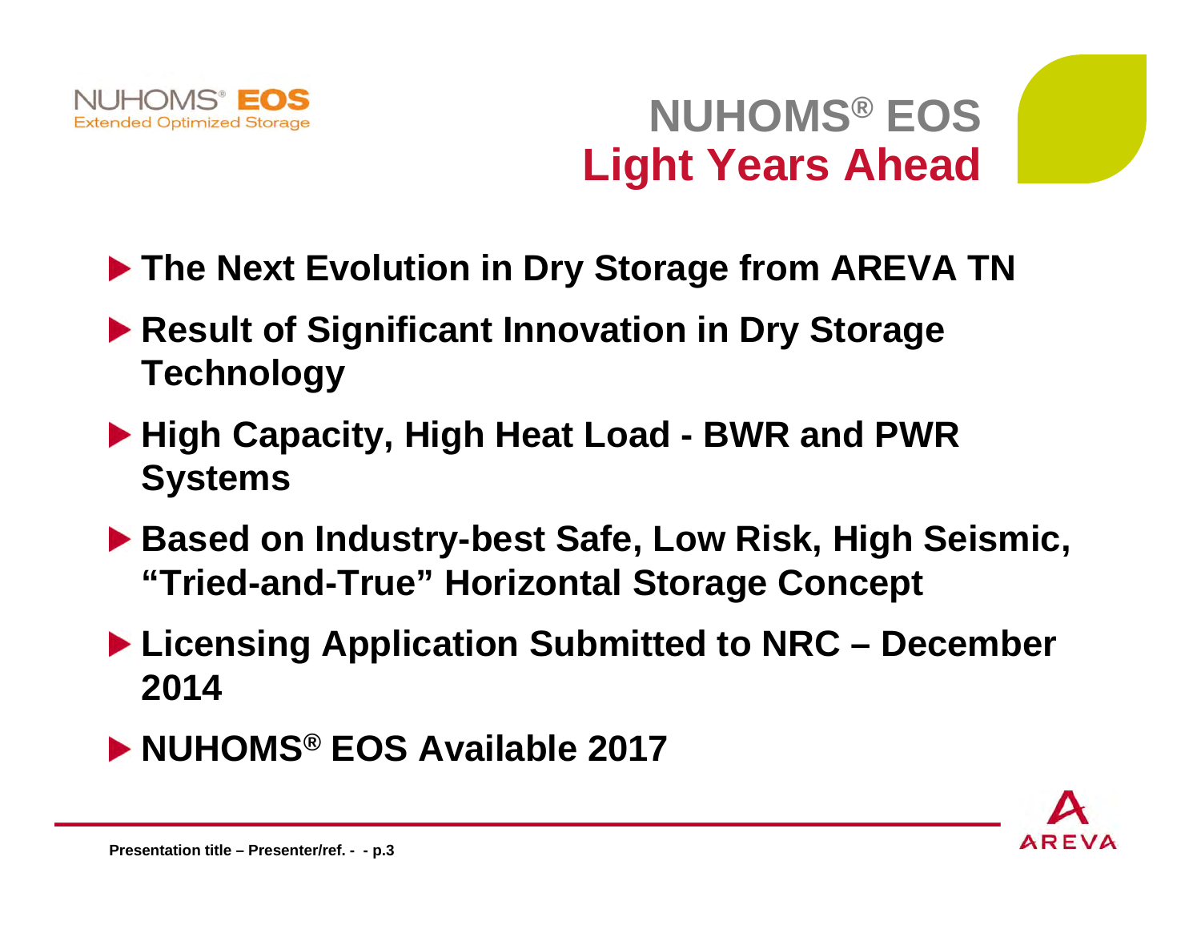# NUHOMS® EOS
## Light Years Ahead

- **The Next Evolution in Dry Storage from AREVA TN**
- **Result of Significant Innovation in Dry Storage Technology**
- **High Capacity, High Heat Load - BWR and PWR Systems**
- **Based on Industry-best Safe, Low Risk, High Seismic, "Tried-and-True" Horizontal Storage Concept**
- **Licensing Application Submitted to NRC – December 2014**
- **NUHOMS® EOS Available 2017**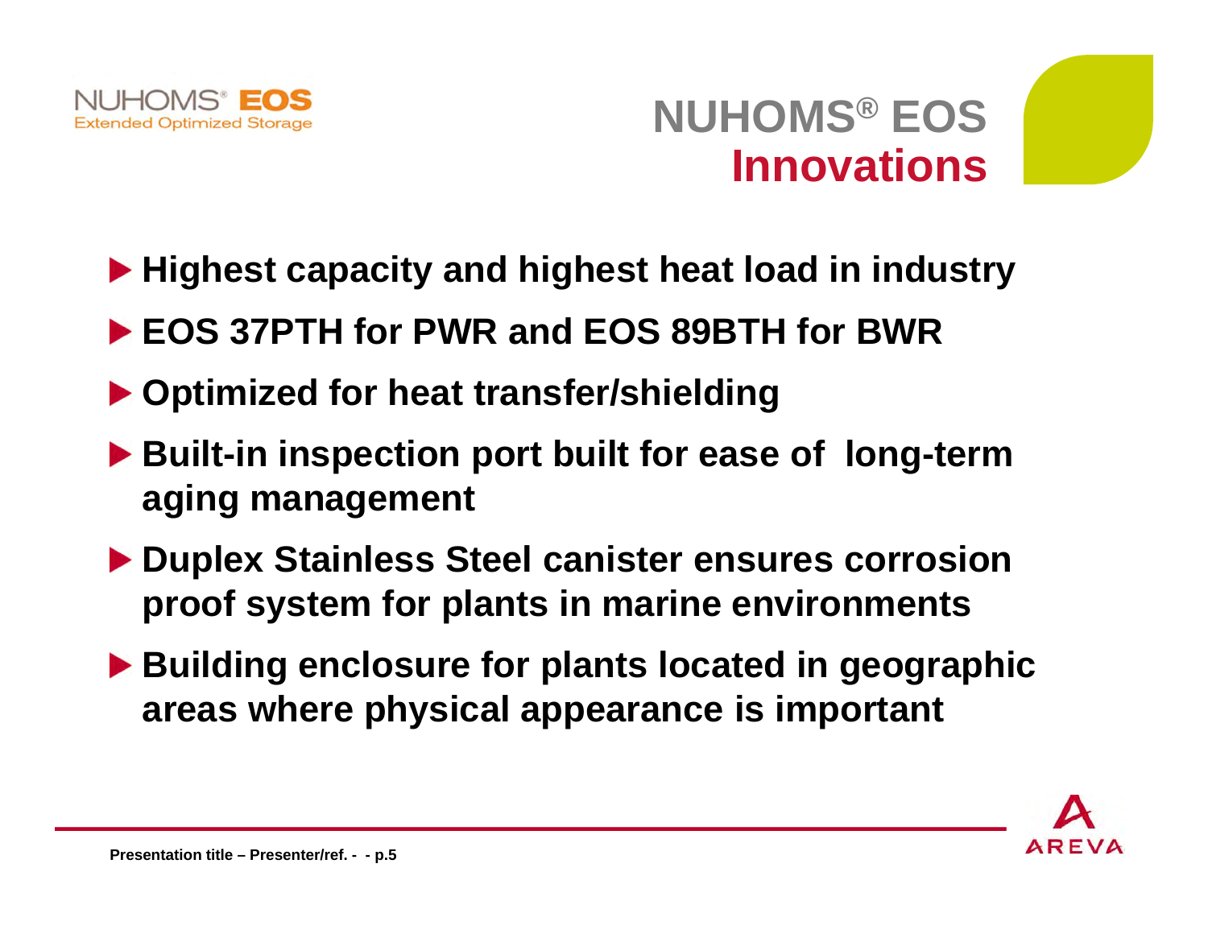# NUHOMS® EOS Innovations

- Highest capacity and highest heat load in industry
- EOS 37PTH for PWR and EOS 89BTH for BWR
- Optimized for heat transfer/shielding
- Built-in inspection port built for ease of long-term aging management
- Duplex Stainless Steel canister ensures corrosion proof system for plants in marine environments
- Building enclosure for plants located in geographic areas where physical appearance is important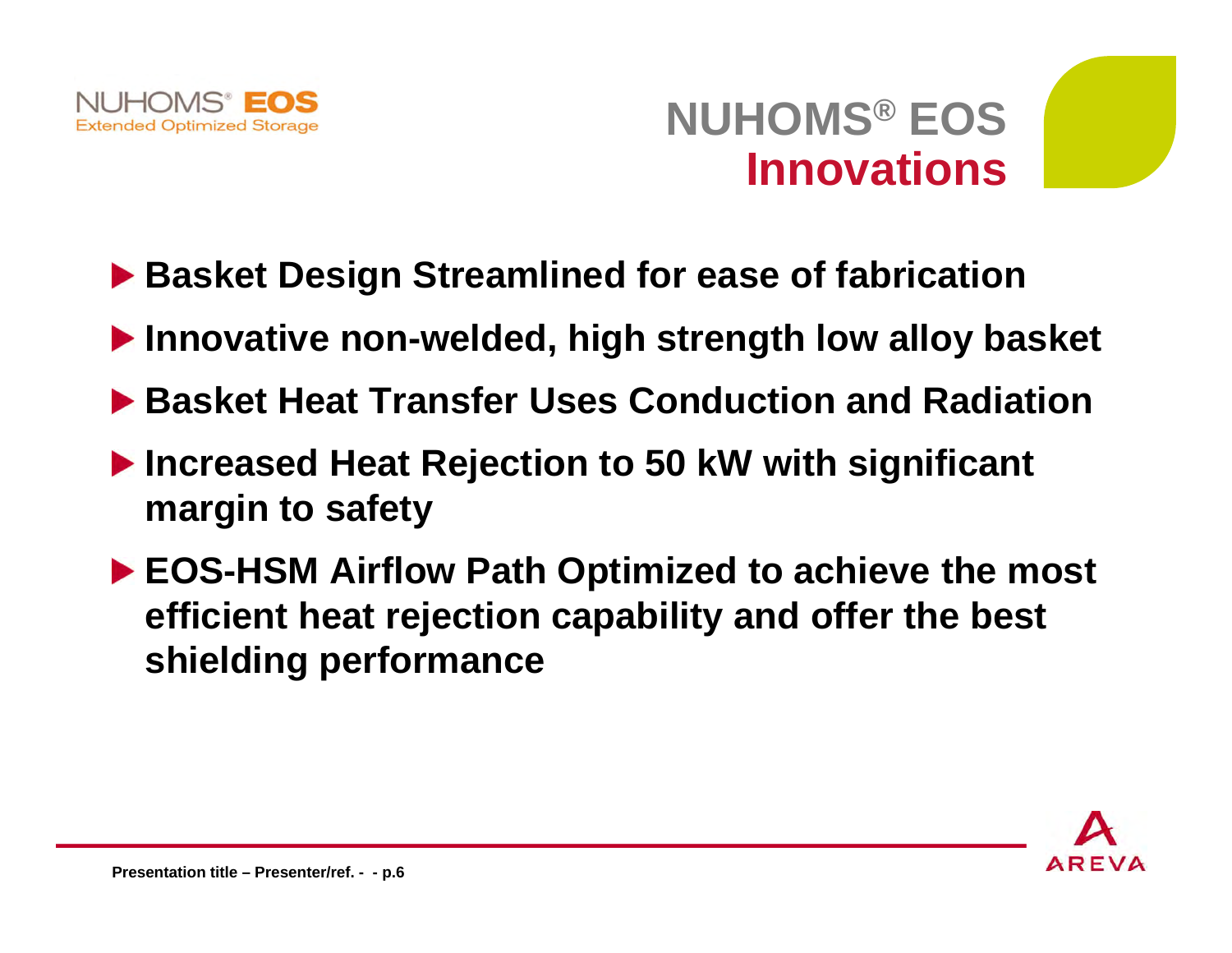# NUHOMS® EOS Innovations

- **Basket Design Streamlined for ease of fabrication**
- **Innovative non-welded, high strength low alloy basket**
- **Basket Heat Transfer Uses Conduction and Radiation**
- **Increased Heat Rejection to 50 kW with significant margin to safety**
- **EOS-HSM Airflow Path Optimized to achieve the most efficient heat rejection capability and offer the best shielding performance**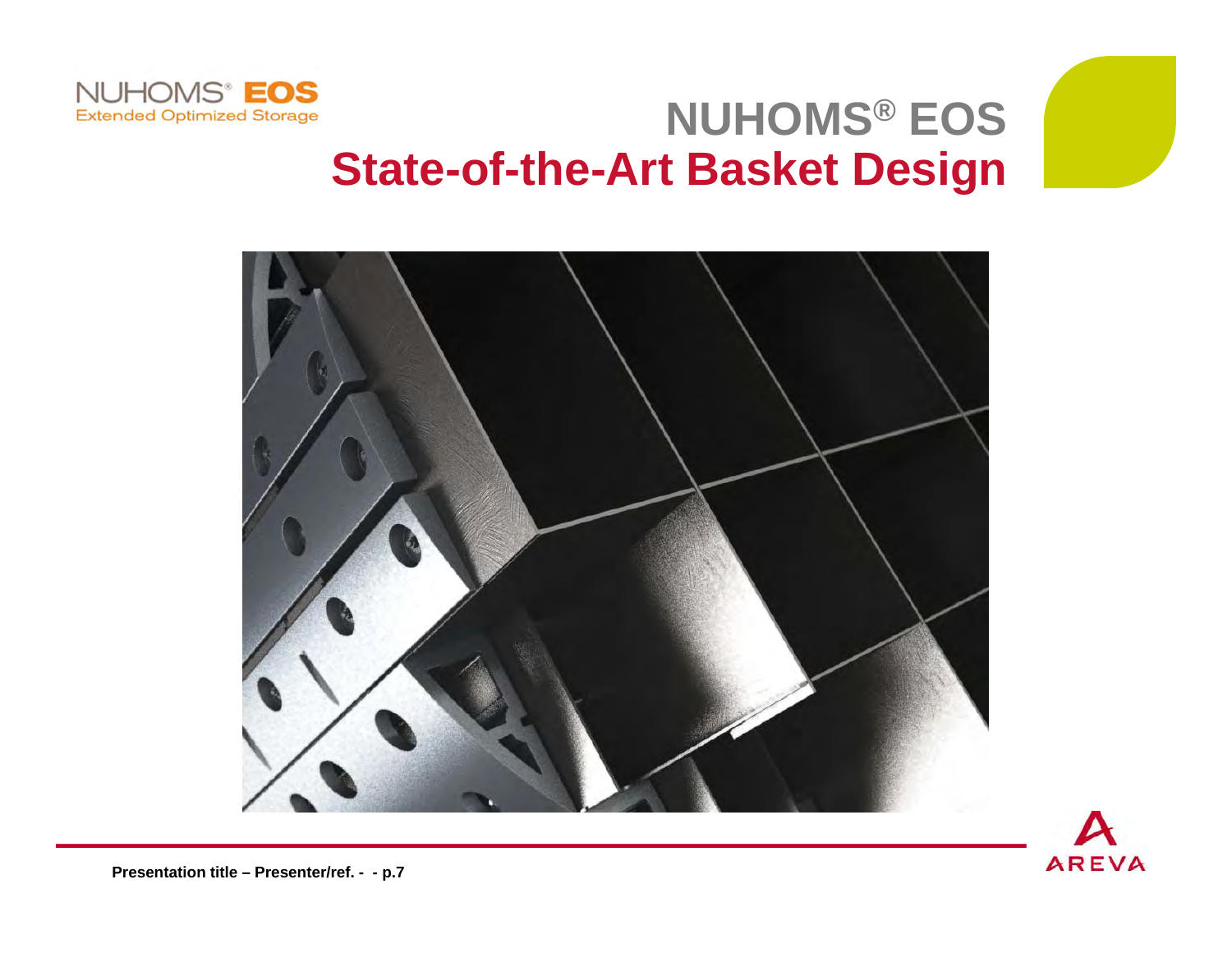# NUHOMS® EOS

## State-of-the-Art Basket Design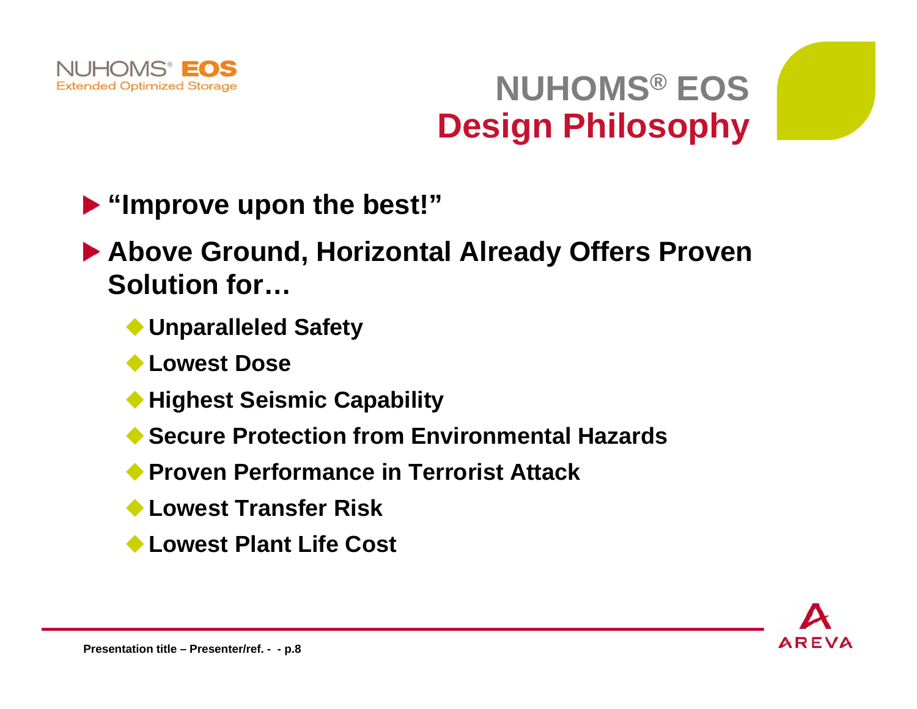# NUHOMS® EOS Design Philosophy

- **"Improve upon the best!"**
- **Above Ground, Horizontal Already Offers Proven Solution for…**
  - **Unparalleled Safety**
  - **Lowest Dose**
  - **Highest Seismic Capability**
  - **Secure Protection from Environmental Hazards**
  - **Proven Performance in Terrorist Attack**
  - **Lowest Transfer Risk**
  - **Lowest Plant Life Cost**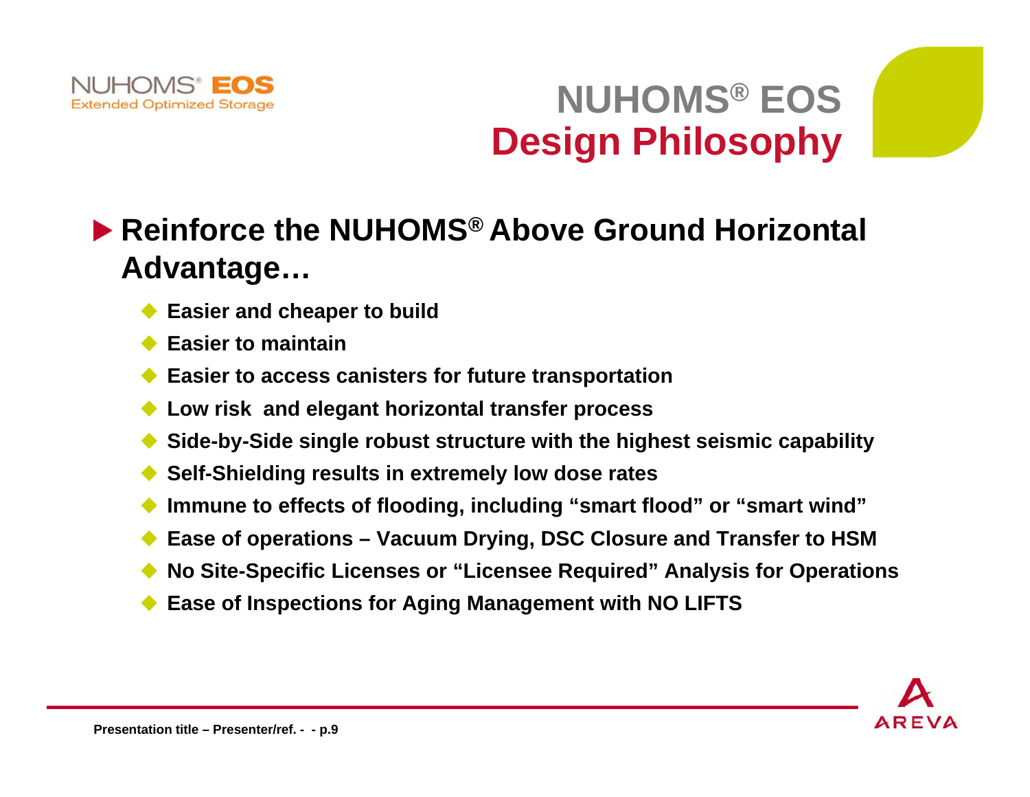# NUHOMS® EOS Design Philosophy

## Reinforce the NUHOMS® Above Ground Horizontal Advantage…

- **Easier and cheaper to build**
- **Easier to maintain**
- **Easier to access canisters for future transportation**
- **Low risk and elegant horizontal transfer process**
- **Side-by-Side single robust structure with the highest seismic capability**
- **Self-Shielding results in extremely low dose rates**
- **Immune to effects of flooding, including “smart flood” or “smart wind”**
- **Ease of operations – Vacuum Drying, DSC Closure and Transfer to HSM**
- **No Site-Specific Licenses or “Licensee Required” Analysis for Operations**
- **Ease of Inspections for Aging Management with NO LIFTS**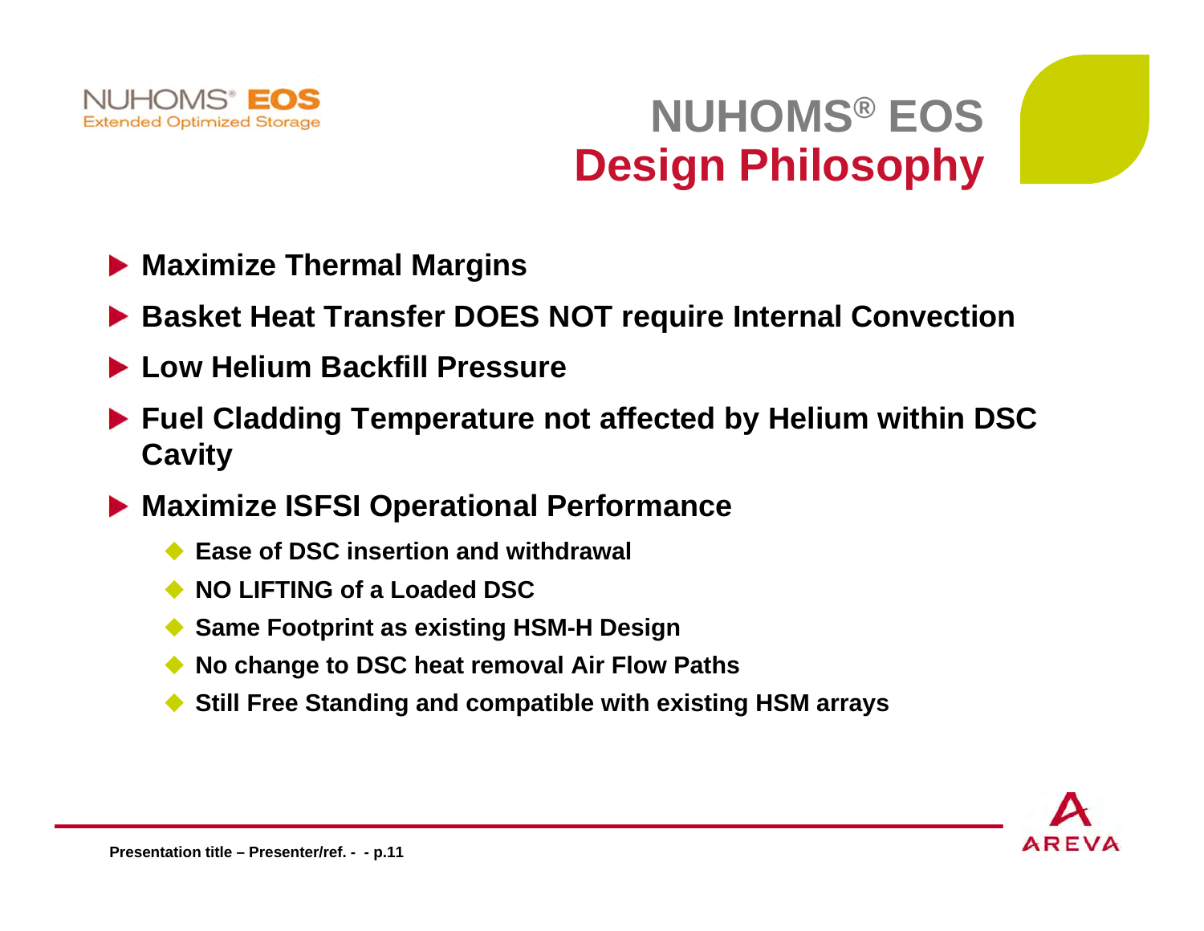# NUHOMS® EOS Design Philosophy

- **Maximize Thermal Margins**
- **Basket Heat Transfer DOES NOT require Internal Convection**
- **Low Helium Backfill Pressure**
- **Fuel Cladding Temperature not affected by Helium within DSC Cavity**
- **Maximize ISFSI Operational Performance**
  - **Ease of DSC insertion and withdrawal**
  - **NO LIFTING of a Loaded DSC**
  - **Same Footprint as existing HSM-H Design**
  - **No change to DSC heat removal Air Flow Paths**
  - **Still Free Standing and compatible with existing HSM arrays**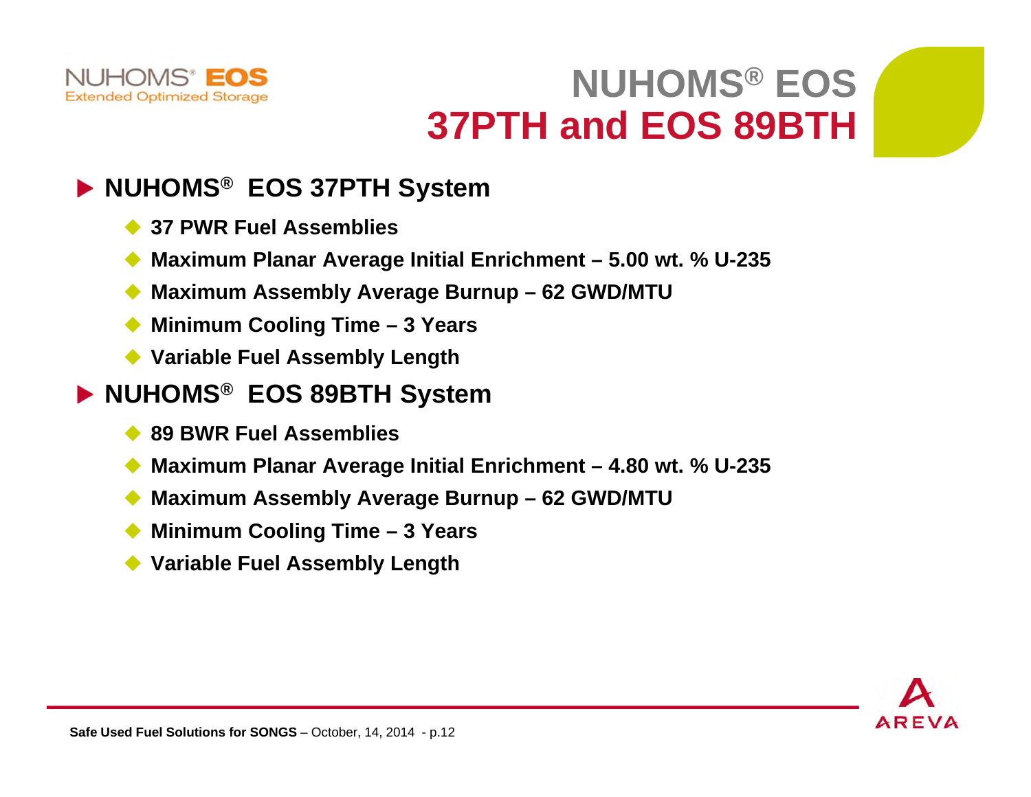# NUHOMS® EOS 37PTH and EOS 89BTH

## NUHOMS® EOS 37PTH System

- **37 PWR Fuel Assemblies**
- **Maximum Planar Average Initial Enrichment – 5.00 wt. % U-235**
- **Maximum Assembly Average Burnup – 62 GWD/MTU**
- **Minimum Cooling Time – 3 Years**
- **Variable Fuel Assembly Length**

## NUHOMS® EOS 89BTH System

- **89 BWR Fuel Assemblies**
- **Maximum Planar Average Initial Enrichment – 4.80 wt. % U-235**
- **Maximum Assembly Average Burnup – 62 GWD/MTU**
- **Minimum Cooling Time – 3 Years**
- **Variable Fuel Assembly Length**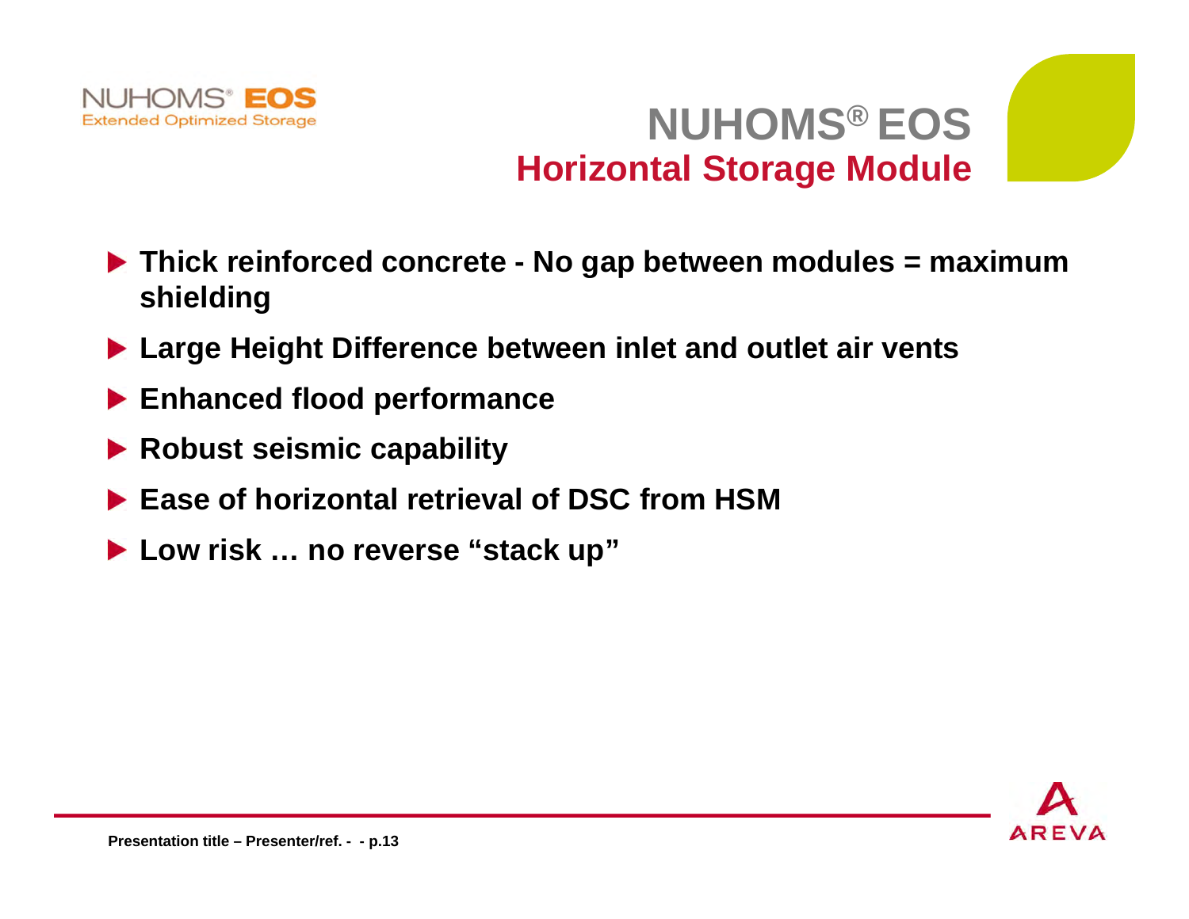# NUHOMS® EOS

## Horizontal Storage Module

- **Thick reinforced concrete - No gap between modules = maximum shielding**
- **Large Height Difference between inlet and outlet air vents**
- **Enhanced flood performance**
- **Robust seismic capability**
- **Ease of horizontal retrieval of DSC from HSM**
- **Low risk … no reverse “stack up”**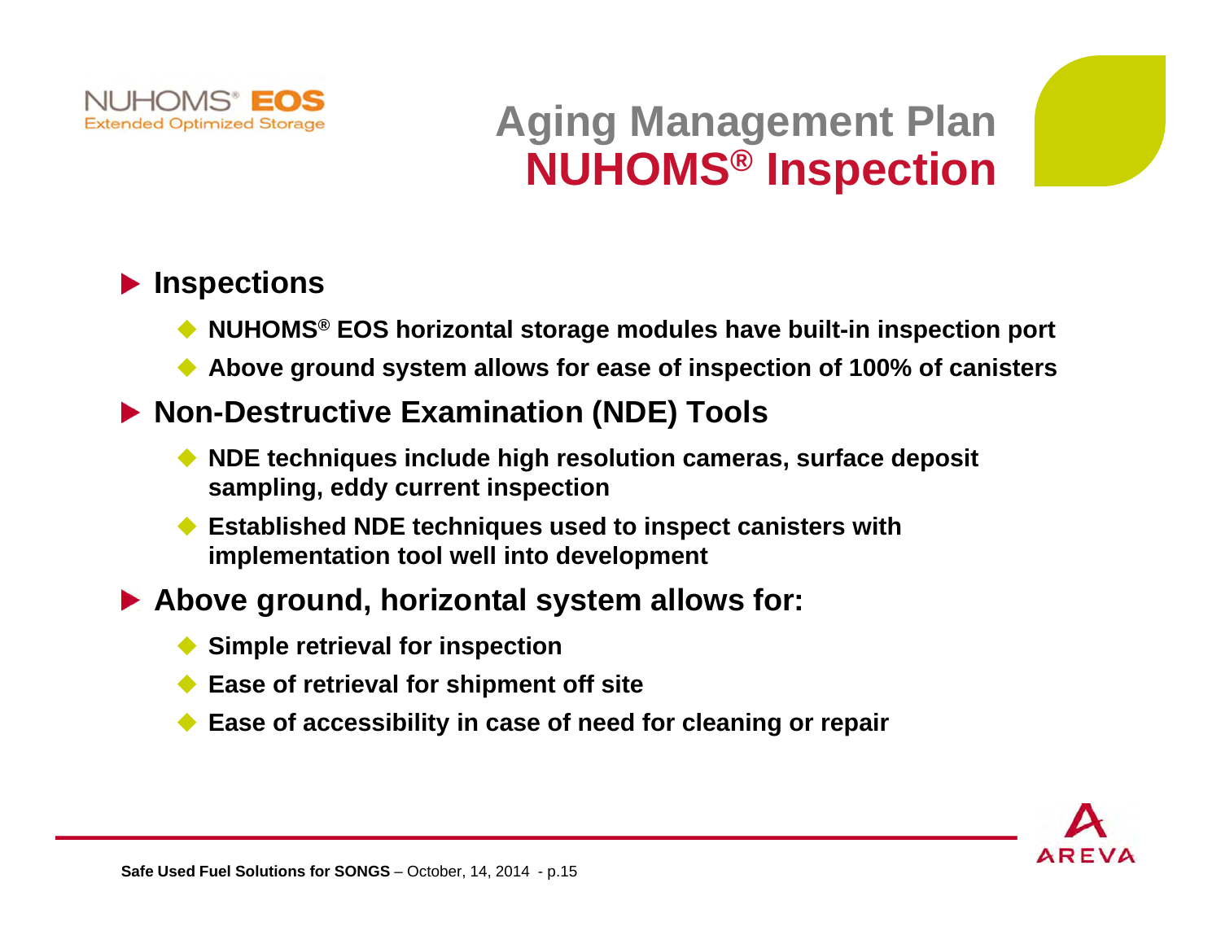# Aging Management Plan
# NUHOMS® Inspection

- **Inspections**
  - **NUHOMS® EOS horizontal storage modules have built-in inspection port**
  - **Above ground system allows for ease of inspection of 100% of canisters**
- **Non-Destructive Examination (NDE) Tools**
  - **NDE techniques include high resolution cameras, surface deposit sampling, eddy current inspection**
  - **Established NDE techniques used to inspect canisters with implementation tool well into development**
- **Above ground, horizontal system allows for:**
  - **Simple retrieval for inspection**
  - **Ease of retrieval for shipment off site**
  - **Ease of accessibility in case of need for cleaning or repair**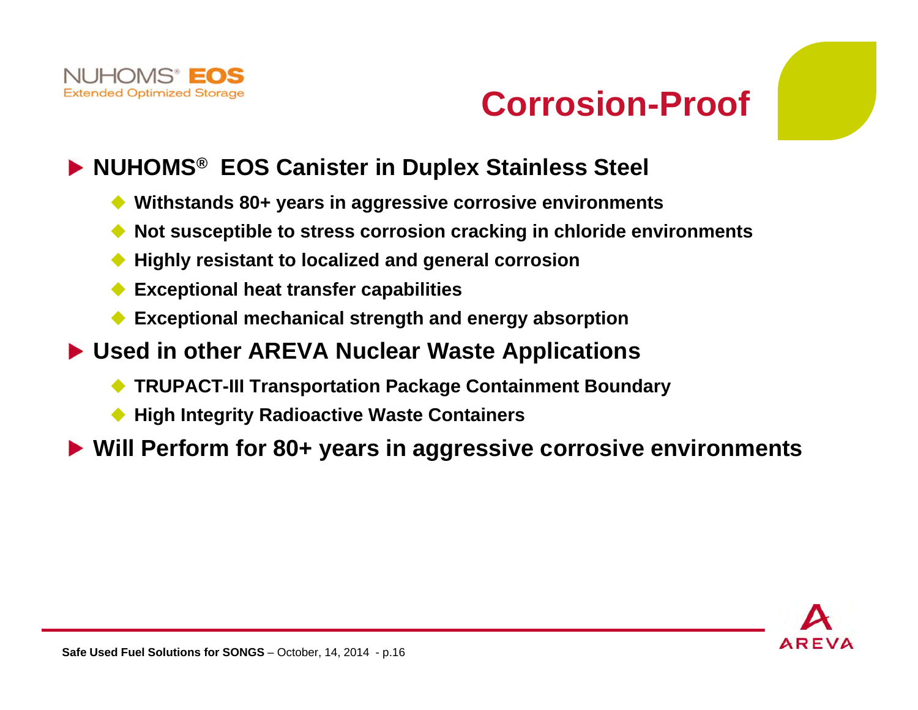NUHOMS® EOS
Extended Optimized Storage

# Corrosion-Proof

- **NUHOMS® EOS Canister in Duplex Stainless Steel**
  - **Withstands 80+ years in aggressive corrosive environments**
  - **Not susceptible to stress corrosion cracking in chloride environments**
  - **Highly resistant to localized and general corrosion**
  - **Exceptional heat transfer capabilities**
  - **Exceptional mechanical strength and energy absorption**
- **Used in other AREVA Nuclear Waste Applications**
  - **TRUPACT-III Transportation Package Containment Boundary**
  - **High Integrity Radioactive Waste Containers**
- **Will Perform for 80+ years in aggressive corrosive environments**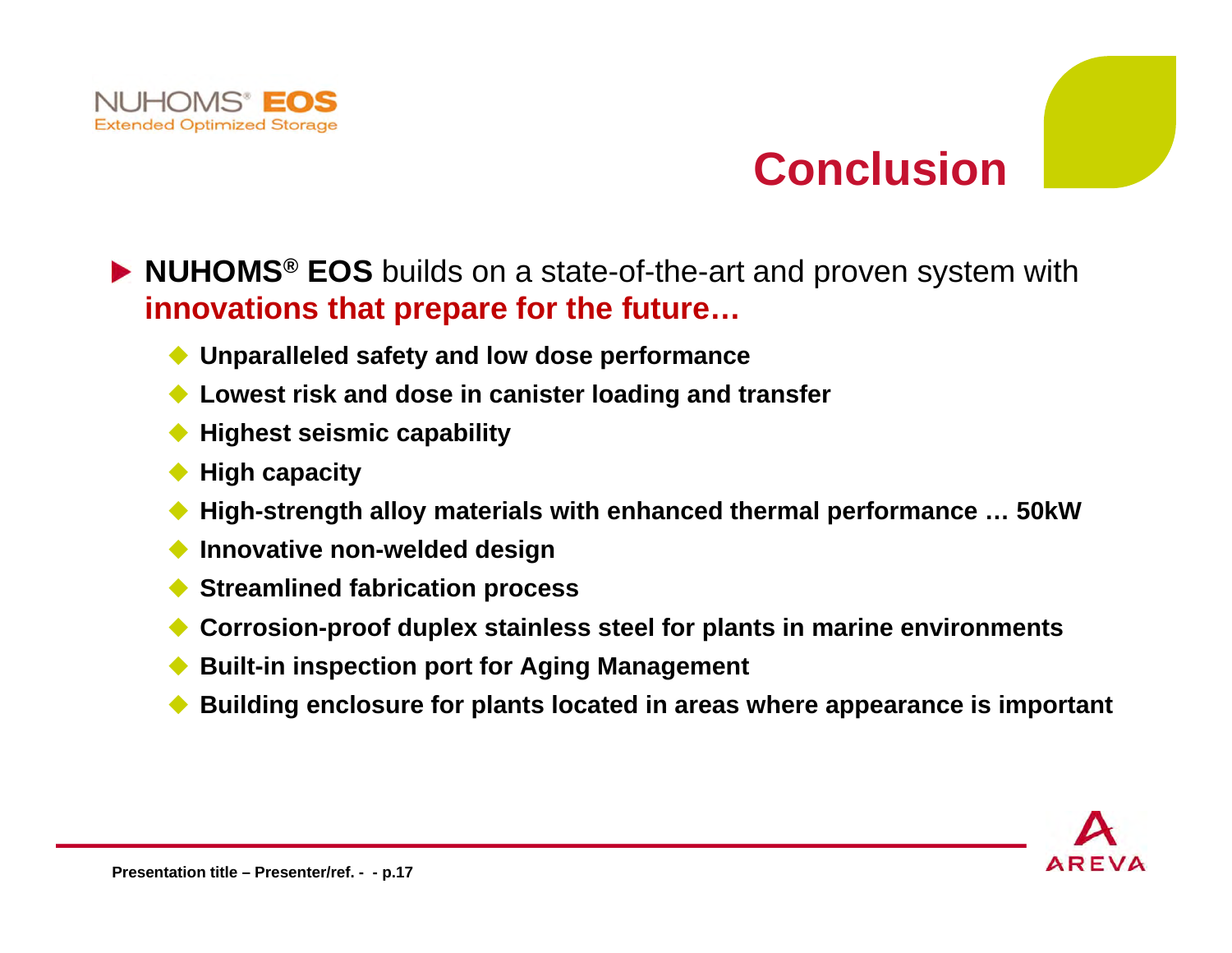# Conclusion

- **NUHOMS® EOS** builds on a state-of-the-art and proven system with **innovations that prepare for the future…**
  - **Unparalleled safety and low dose performance**
  - **Lowest risk and dose in canister loading and transfer**
  - **Highest seismic capability**
  - **High capacity**
  - **High-strength alloy materials with enhanced thermal performance … 50kW**
  - **Innovative non-welded design**
  - **Streamlined fabrication process**
  - **Corrosion-proof duplex stainless steel for plants in marine environments**
  - **Built-in inspection port for Aging Management**
  - **Building enclosure for plants located in areas where appearance is important**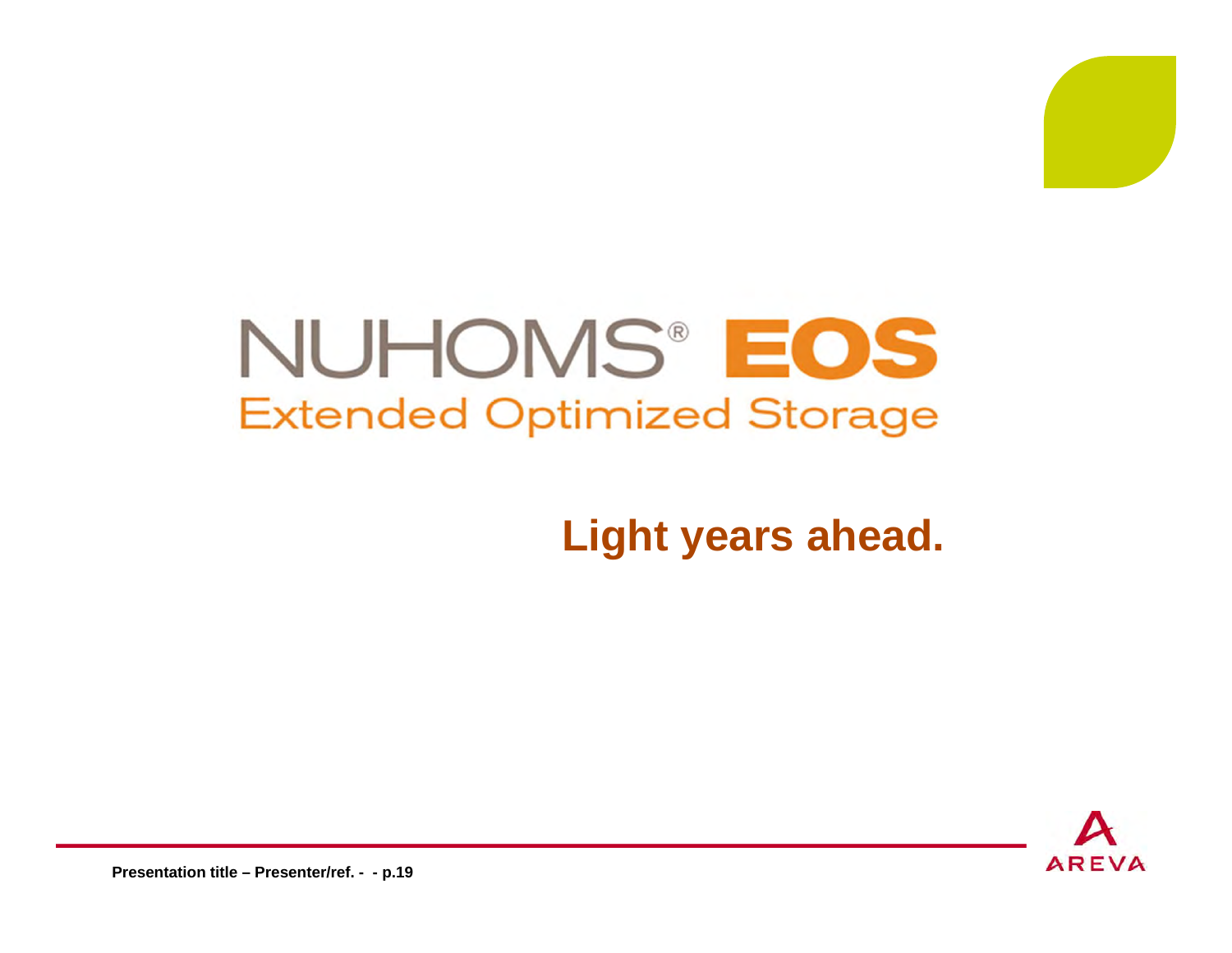# NUHOMS® EOS

Extended Optimized Storage

**Light years ahead.**